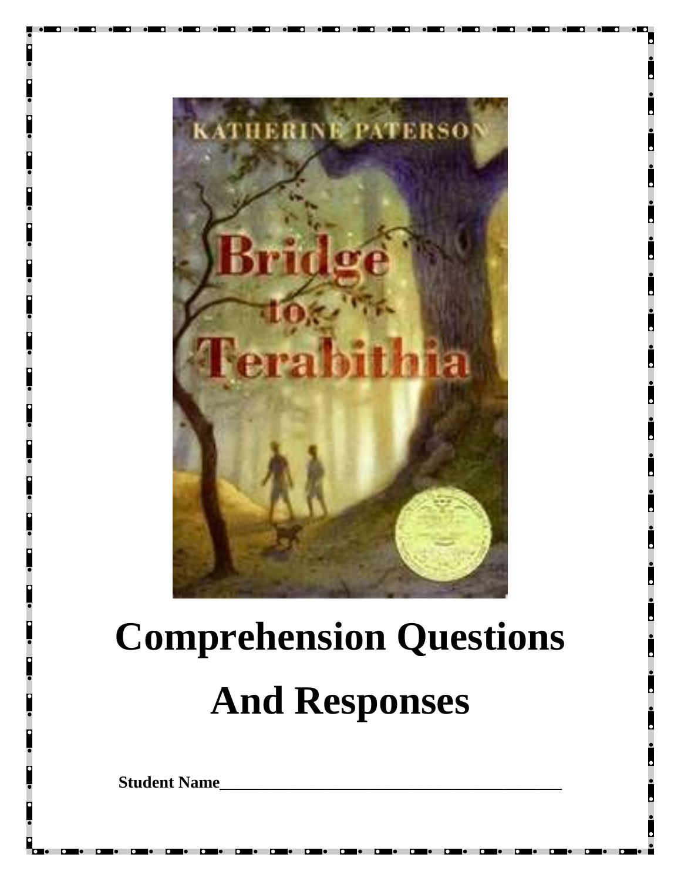# Comprehension Questions

# And Responses

**Student Name**\_\_\_\_\_\_\_\_\_\_\_\_\_\_\_\_\_\_\_\_\_\_\_\_\_\_\_\_\_\_\_\_\_\_\_\_\_\_\_\_\_\_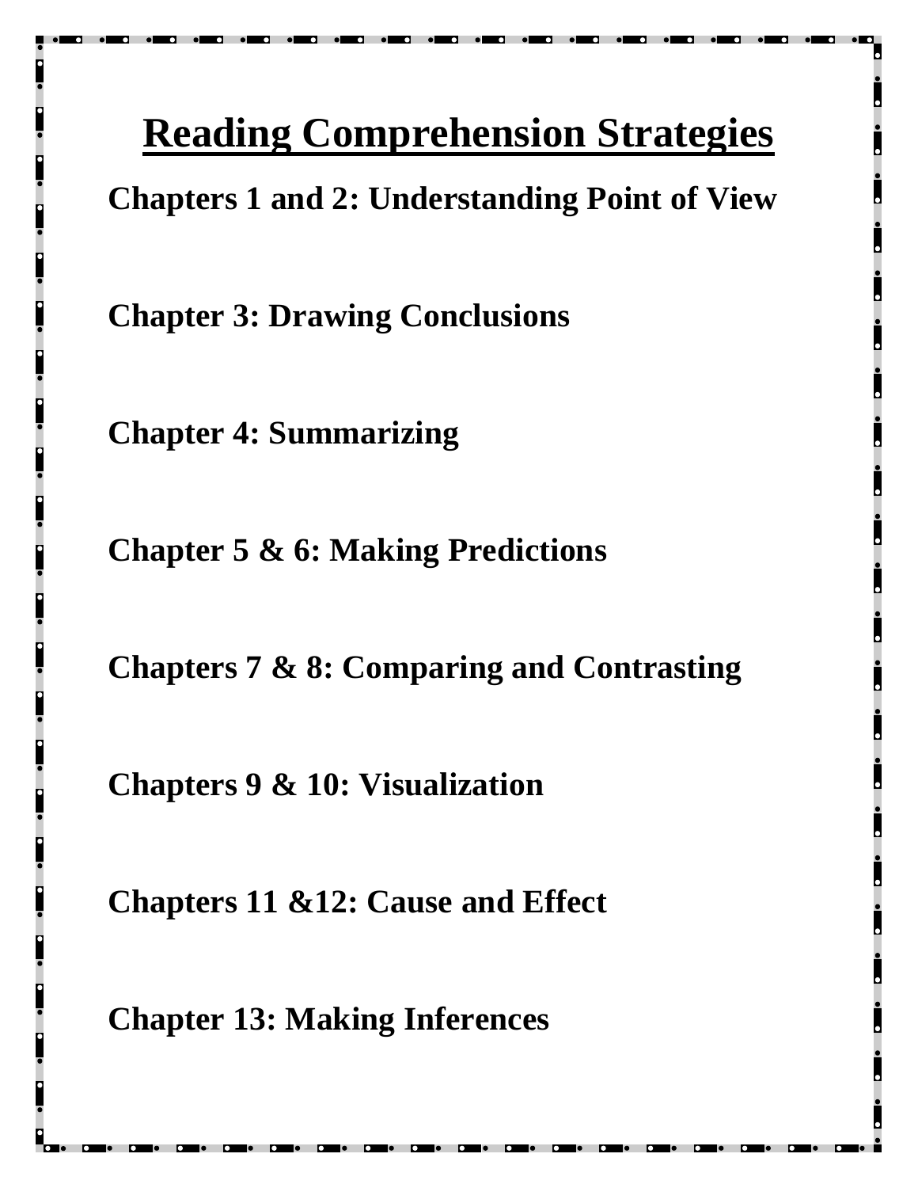# Reading Comprehension Strategies

**Chapters 1 and 2: Understanding Point of View**

**Chapter 3: Drawing Conclusions**

**Chapter 4: Summarizing**

**Chapter 5 & 6: Making Predictions**

**Chapters 7 & 8: Comparing and Contrasting**

**Chapters 9 & 10: Visualization**

**Chapters 11 &12: Cause and Effect**

**Chapter 13: Making Inferences**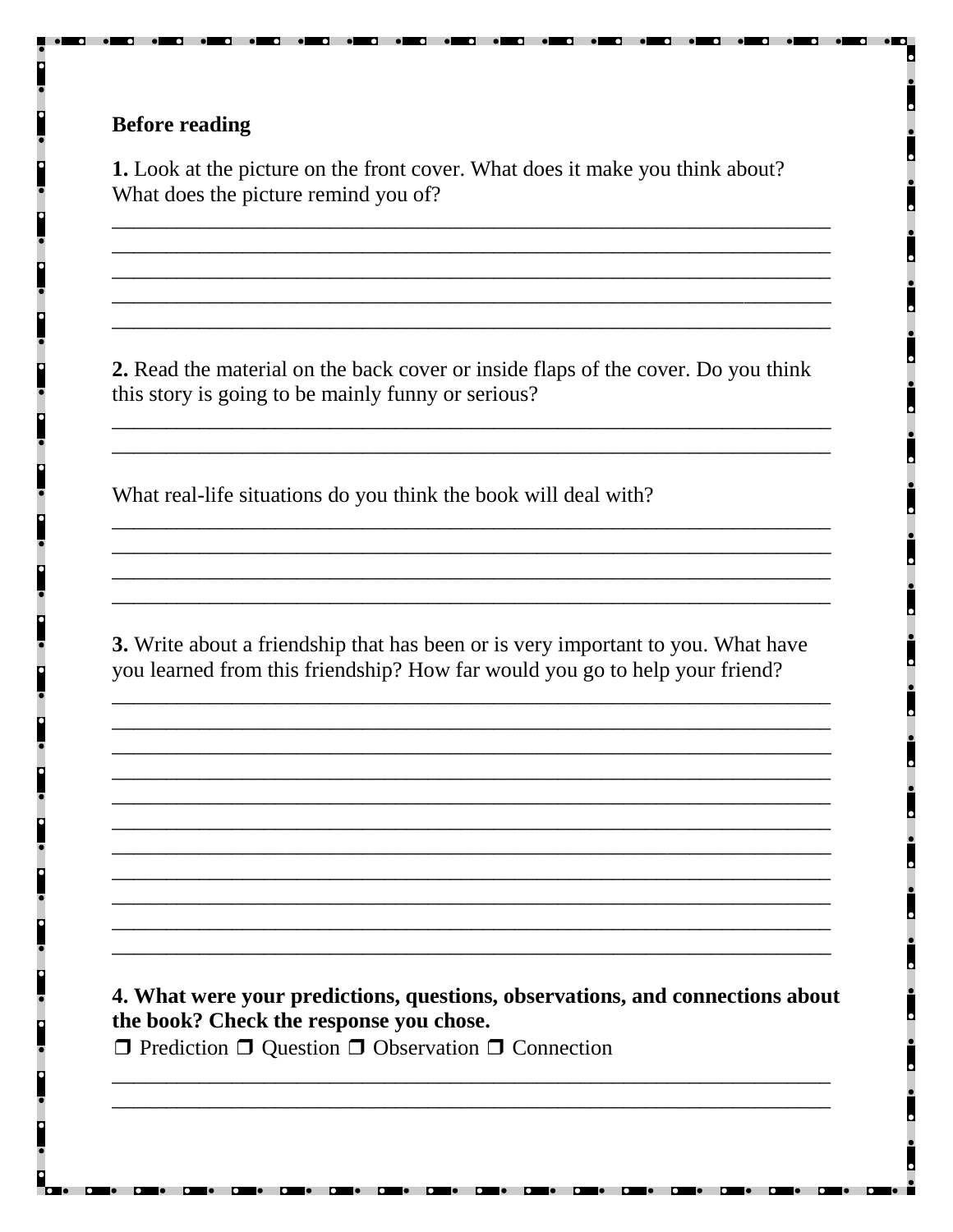**Before reading**

**1.** Look at the picture on the front cover. What does it make you think about? What does the picture remind you of?

_______________________________________________________________________

_______________________________________________________________________

_______________________________________________________________________

_______________________________________________________________________

_______________________________________________________________________

**2.** Read the material on the back cover or inside flaps of the cover. Do you think this story is going to be mainly funny or serious?

_______________________________________________________________________

_______________________________________________________________________

What real-life situations do you think the book will deal with?

_______________________________________________________________________

_______________________________________________________________________

_______________________________________________________________________

_______________________________________________________________________

**3.** Write about a friendship that has been or is very important to you. What have you learned from this friendship? How far would you go to help your friend?

_______________________________________________________________________

_______________________________________________________________________

_______________________________________________________________________

_______________________________________________________________________

_______________________________________________________________________

_______________________________________________________________________

_______________________________________________________________________

_______________________________________________________________________

_______________________________________________________________________

_______________________________________________________________________

_______________________________________________________________________

**4. What were your predictions, questions, observations, and connections about the book? Check the response you chose.**

❒ Prediction ❒ Question ❒ Observation ❒ Connection

_______________________________________________________________________

_______________________________________________________________________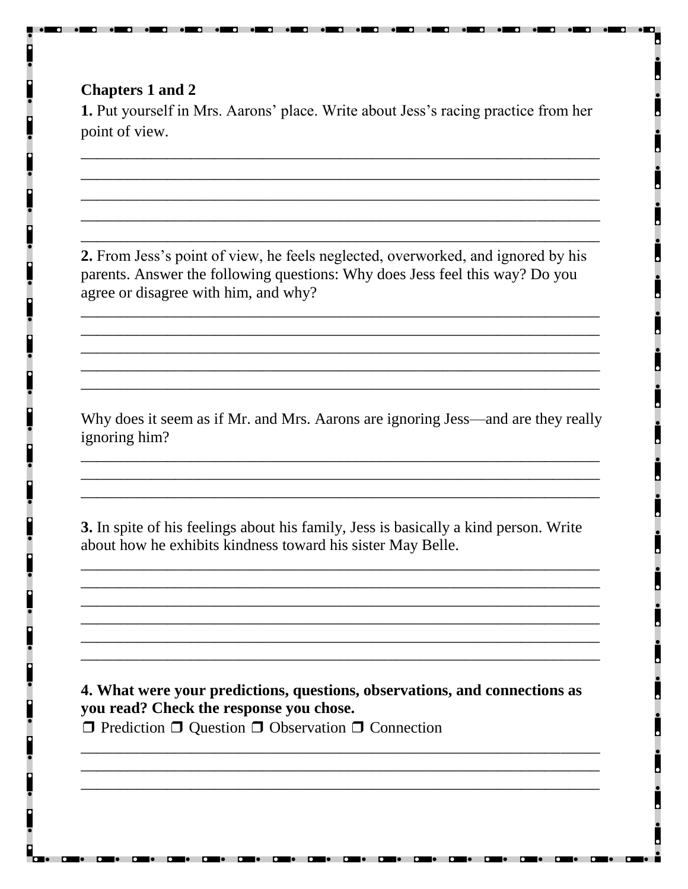**Chapters 1 and 2**

**1.** Put yourself in Mrs. Aarons' place. Write about Jess's racing practice from her point of view.

______________________________________________________________________
______________________________________________________________________
______________________________________________________________________
______________________________________________________________________
______________________________________________________________________

**2.** From Jess's point of view, he feels neglected, overworked, and ignored by his parents. Answer the following questions: Why does Jess feel this way? Do you agree or disagree with him, and why?

______________________________________________________________________
______________________________________________________________________
______________________________________________________________________
______________________________________________________________________
______________________________________________________________________

Why does it seem as if Mr. and Mrs. Aarons are ignoring Jess—and are they really ignoring him?

______________________________________________________________________
______________________________________________________________________
______________________________________________________________________

**3.** In spite of his feelings about his family, Jess is basically a kind person. Write about how he exhibits kindness toward his sister May Belle.

______________________________________________________________________
______________________________________________________________________
______________________________________________________________________
______________________________________________________________________
______________________________________________________________________
______________________________________________________________________

**4. What were your predictions, questions, observations, and connections as you read? Check the response you chose.**

❒ Prediction ❒ Question ❒ Observation ❒ Connection

______________________________________________________________________
______________________________________________________________________
______________________________________________________________________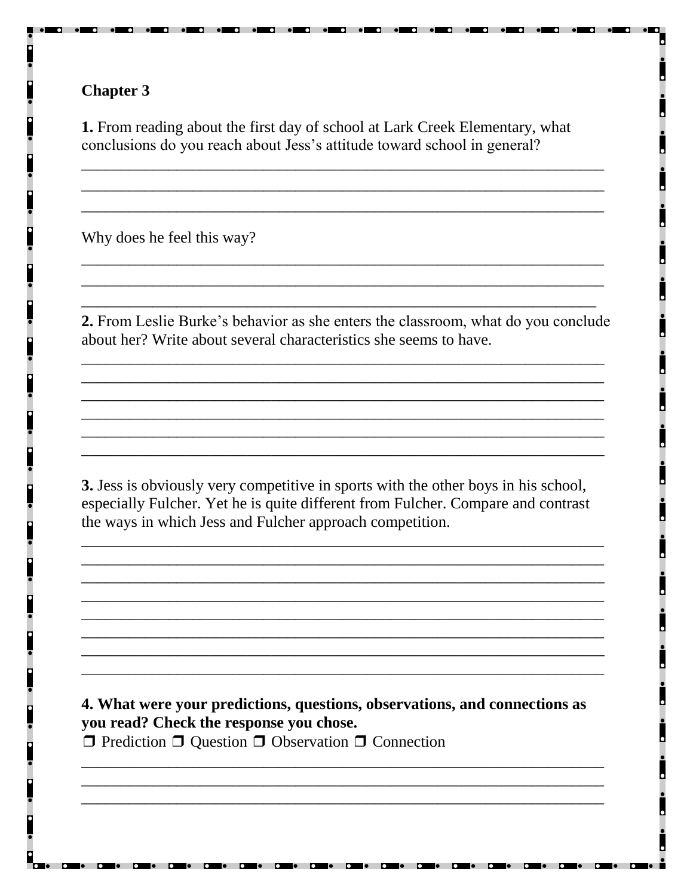## Chapter 3

**1.** From reading about the first day of school at Lark Creek Elementary, what conclusions do you reach about Jess's attitude toward school in general?

_______________________________________________________________________

_______________________________________________________________________

_______________________________________________________________________

Why does he feel this way?

_______________________________________________________________________

_______________________________________________________________________

_______________________________________________________________________

**2.** From Leslie Burke's behavior as she enters the classroom, what do you conclude about her? Write about several characteristics she seems to have.

_______________________________________________________________________

_______________________________________________________________________

_______________________________________________________________________

_______________________________________________________________________

_______________________________________________________________________

_______________________________________________________________________

**3.** Jess is obviously very competitive in sports with the other boys in his school, especially Fulcher. Yet he is quite different from Fulcher. Compare and contrast the ways in which Jess and Fulcher approach competition.

_______________________________________________________________________

_______________________________________________________________________

_______________________________________________________________________

_______________________________________________________________________

_______________________________________________________________________

_______________________________________________________________________

_______________________________________________________________________

_______________________________________________________________________

**4. What were your predictions, questions, observations, and connections as you read? Check the response you chose.**

❒ Prediction ❒ Question ❒ Observation ❒ Connection

_______________________________________________________________________

_______________________________________________________________________

_______________________________________________________________________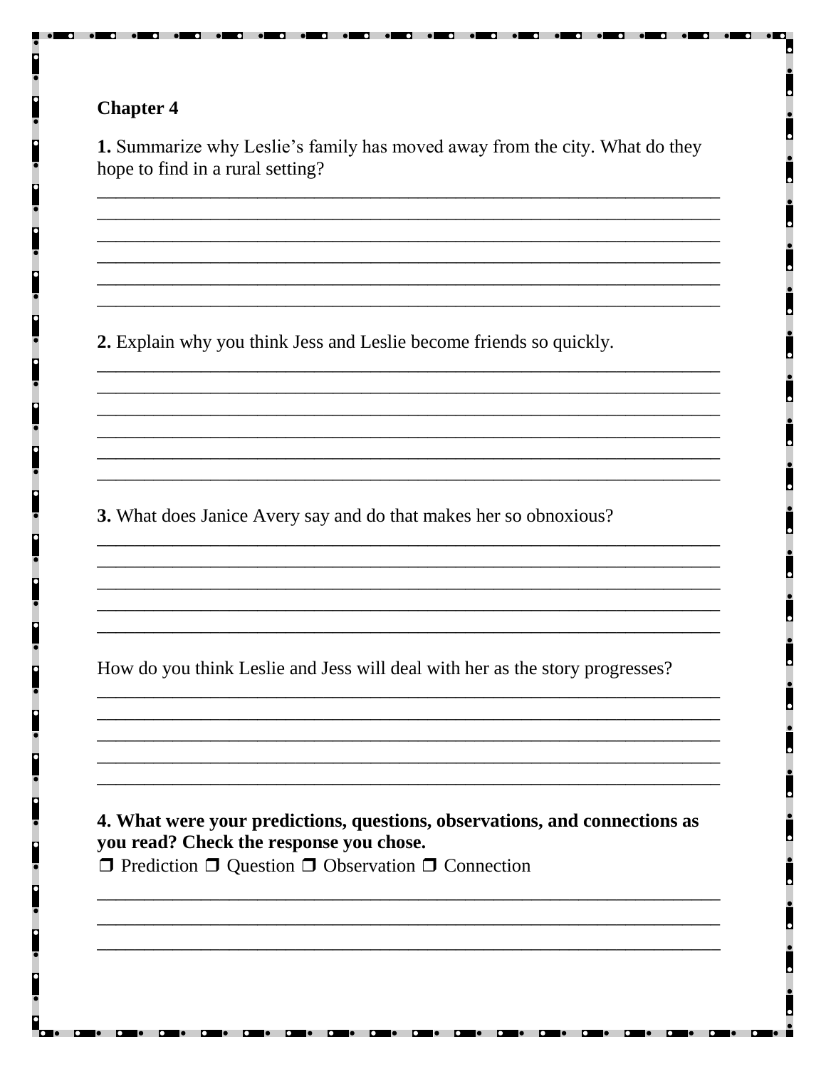**Chapter 4**

**1.** Summarize why Leslie's family has moved away from the city. What do they hope to find in a rural setting?

____________________________________________________________________
____________________________________________________________________
____________________________________________________________________
____________________________________________________________________
____________________________________________________________________
____________________________________________________________________

**2.** Explain why you think Jess and Leslie become friends so quickly.

____________________________________________________________________
____________________________________________________________________
____________________________________________________________________
____________________________________________________________________
____________________________________________________________________
____________________________________________________________________

**3.** What does Janice Avery say and do that makes her so obnoxious?

____________________________________________________________________
____________________________________________________________________
____________________________________________________________________
____________________________________________________________________
____________________________________________________________________

How do you think Leslie and Jess will deal with her as the story progresses?

____________________________________________________________________
____________________________________________________________________
____________________________________________________________________
____________________________________________________________________
____________________________________________________________________

**4. What were your predictions, questions, observations, and connections as you read? Check the response you chose.**

❒ Prediction ❒ Question ❒ Observation ❒ Connection

____________________________________________________________________
____________________________________________________________________
____________________________________________________________________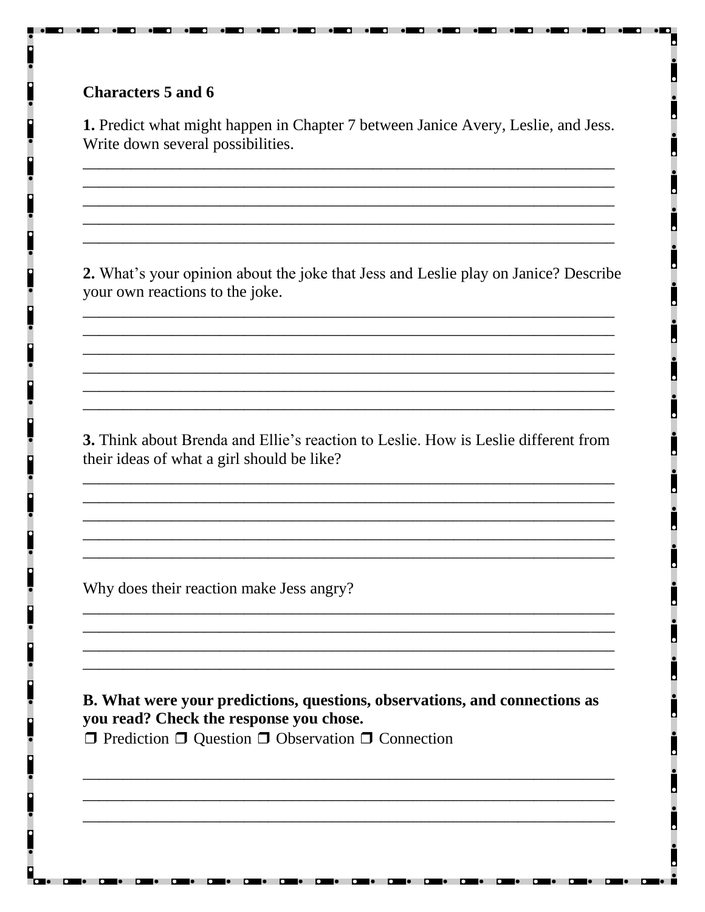**Characters 5 and 6**

**1.** Predict what might happen in Chapter 7 between Janice Avery, Leslie, and Jess. Write down several possibilities.

_______________________________________________________________
_______________________________________________________________
_______________________________________________________________
_______________________________________________________________
_______________________________________________________________

**2.** What's your opinion about the joke that Jess and Leslie play on Janice? Describe your own reactions to the joke.

_______________________________________________________________
_______________________________________________________________
_______________________________________________________________
_______________________________________________________________
_______________________________________________________________
_______________________________________________________________

**3.** Think about Brenda and Ellie's reaction to Leslie. How is Leslie different from their ideas of what a girl should be like?

_______________________________________________________________
_______________________________________________________________
_______________________________________________________________
_______________________________________________________________
_______________________________________________________________

Why does their reaction make Jess angry?

_______________________________________________________________
_______________________________________________________________
_______________________________________________________________
_______________________________________________________________

**B. What were your predictions, questions, observations, and connections as you read? Check the response you chose.**

❒ Prediction ❒ Question ❒ Observation ❒ Connection

_______________________________________________________________
_______________________________________________________________
_______________________________________________________________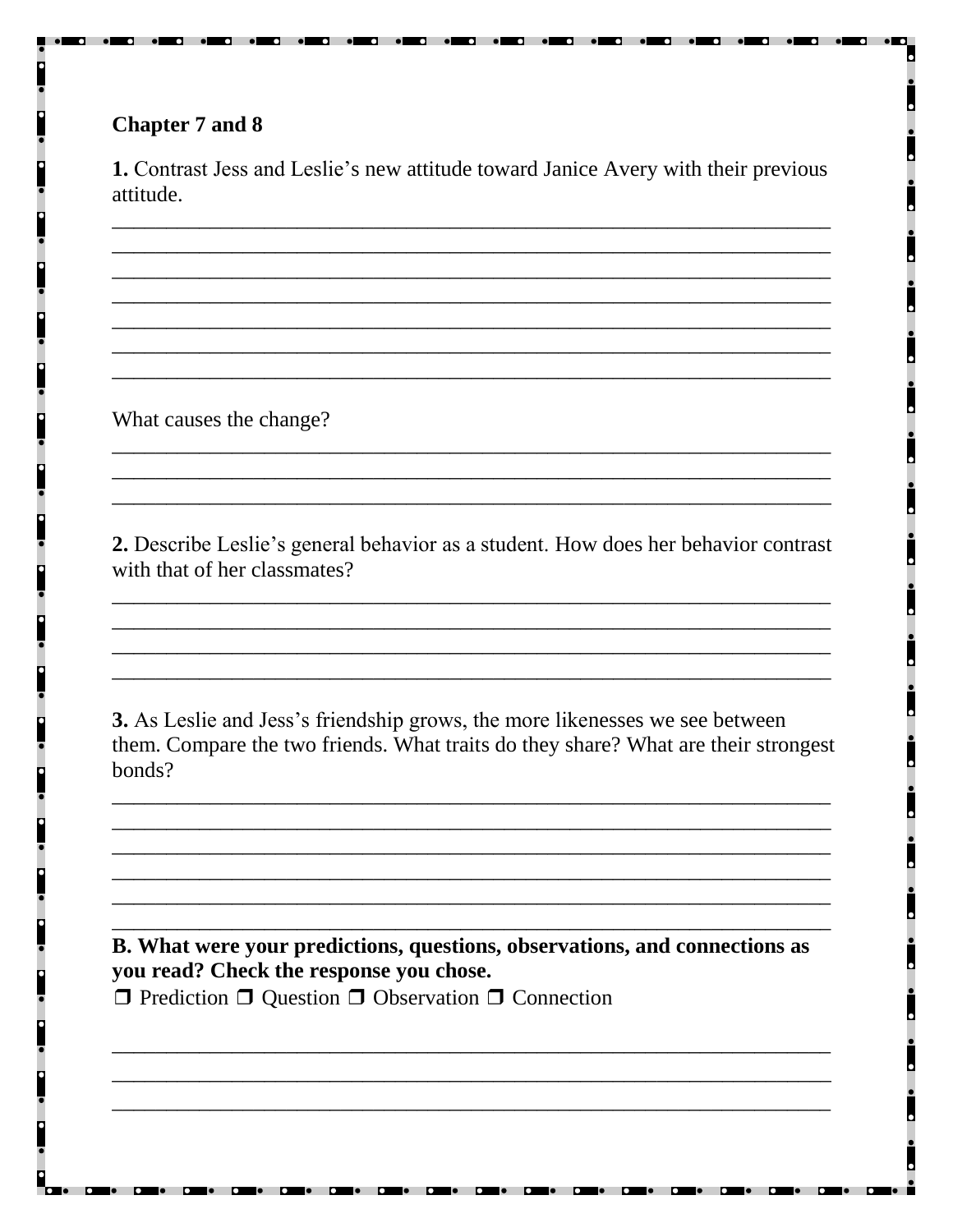**Chapter 7 and 8**

**1.** Contrast Jess and Leslie's new attitude toward Janice Avery with their previous attitude.

_____________________________________________________________________
_____________________________________________________________________
_____________________________________________________________________
_____________________________________________________________________
_____________________________________________________________________
_____________________________________________________________________
_____________________________________________________________________

What causes the change?

_____________________________________________________________________
_____________________________________________________________________
_____________________________________________________________________

**2.** Describe Leslie's general behavior as a student. How does her behavior contrast with that of her classmates?

_____________________________________________________________________
_____________________________________________________________________
_____________________________________________________________________
_____________________________________________________________________

**3.** As Leslie and Jess's friendship grows, the more likenesses we see between them. Compare the two friends. What traits do they share? What are their strongest bonds?

_____________________________________________________________________
_____________________________________________________________________
_____________________________________________________________________
_____________________________________________________________________
_____________________________________________________________________
_____________________________________________________________________

**B. What were your predictions, questions, observations, and connections as you read? Check the response you chose.**

❒ Prediction ❒ Question ❒ Observation ❒ Connection

_____________________________________________________________________
_____________________________________________________________________
_____________________________________________________________________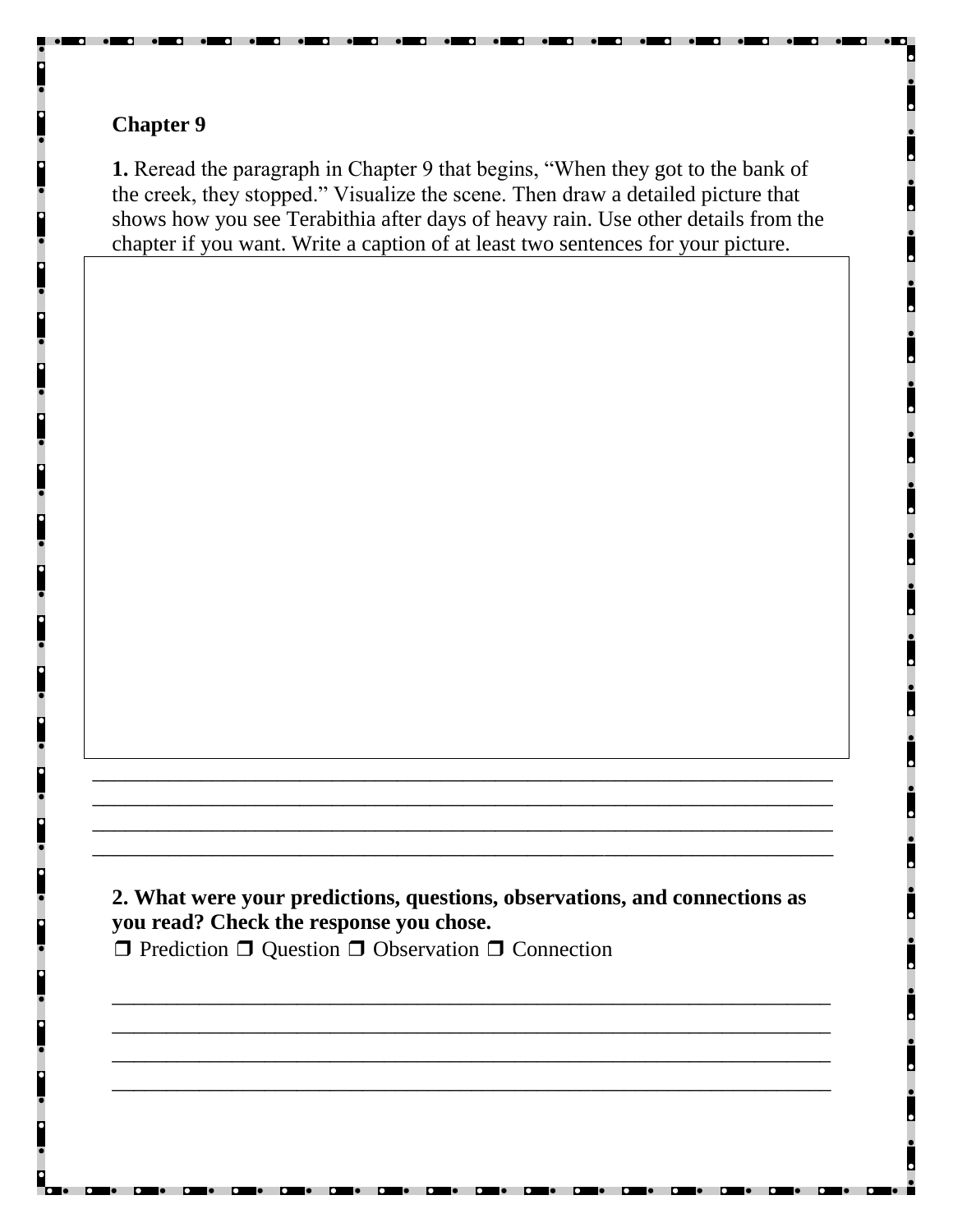**Chapter 9**

**1.** Reread the paragraph in Chapter 9 that begins, "When they got to the bank of the creek, they stopped." Visualize the scene. Then draw a detailed picture that shows how you see Terabithia after days of heavy rain. Use other details from the chapter if you want. Write a caption of at least two sentences for your picture.

______________________________________________________________________
______________________________________________________________________
______________________________________________________________________
______________________________________________________________________

**2. What were your predictions, questions, observations, and connections as you read? Check the response you chose.**

❒ Prediction ❒ Question ❒ Observation ❒ Connection

______________________________________________________________________
______________________________________________________________________
______________________________________________________________________
______________________________________________________________________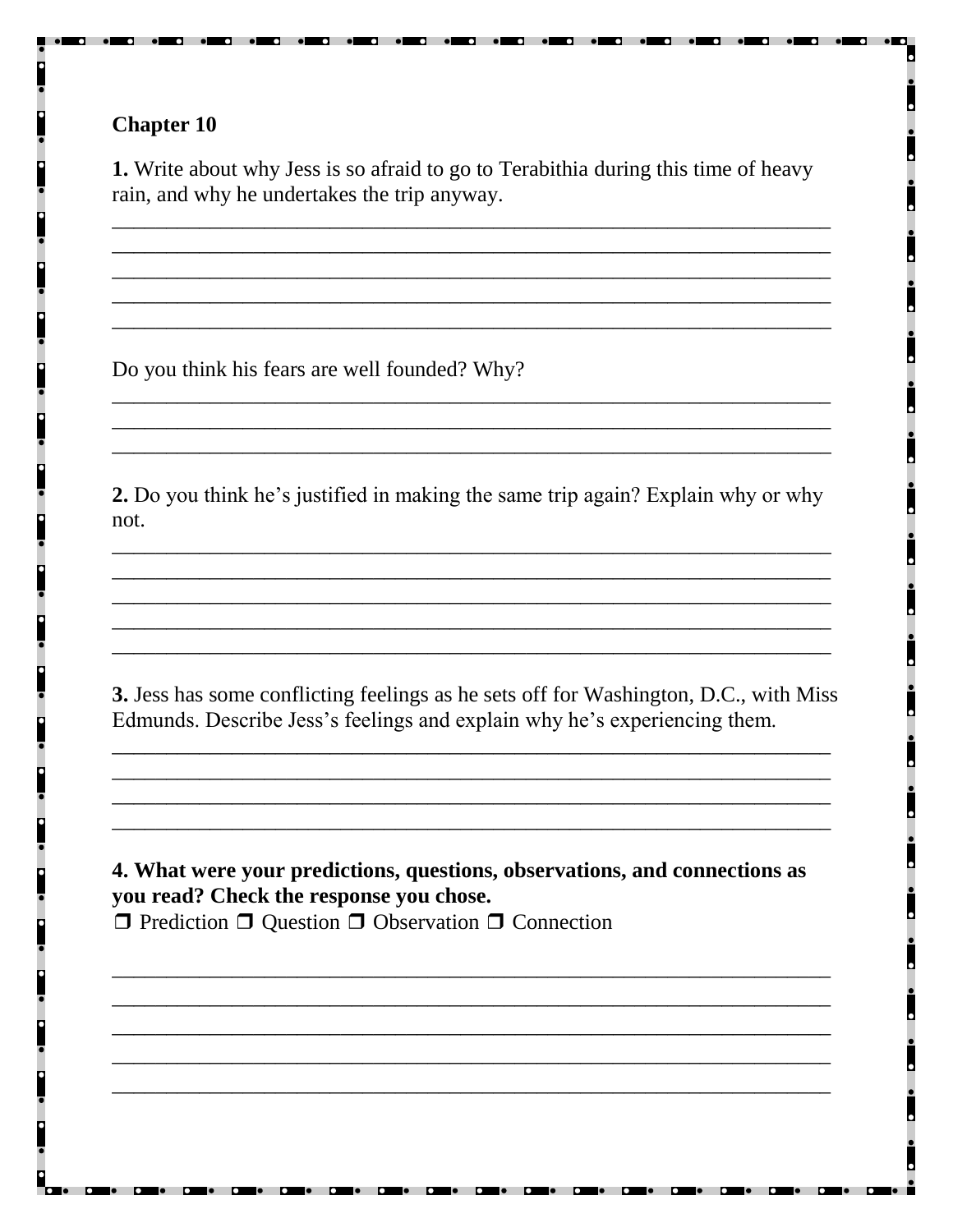**Chapter 10**

**1.** Write about why Jess is so afraid to go to Terabithia during this time of heavy rain, and why he undertakes the trip anyway.

\_\_\_\_\_\_\_\_\_\_\_\_\_\_\_\_\_\_\_\_\_\_\_\_\_\_\_\_\_\_\_\_\_\_\_\_\_\_\_\_\_\_\_\_\_\_\_\_\_\_\_\_\_\_\_\_\_\_\_\_\_\_\_\_
\_\_\_\_\_\_\_\_\_\_\_\_\_\_\_\_\_\_\_\_\_\_\_\_\_\_\_\_\_\_\_\_\_\_\_\_\_\_\_\_\_\_\_\_\_\_\_\_\_\_\_\_\_\_\_\_\_\_\_\_\_\_\_\_
\_\_\_\_\_\_\_\_\_\_\_\_\_\_\_\_\_\_\_\_\_\_\_\_\_\_\_\_\_\_\_\_\_\_\_\_\_\_\_\_\_\_\_\_\_\_\_\_\_\_\_\_\_\_\_\_\_\_\_\_\_\_\_\_
\_\_\_\_\_\_\_\_\_\_\_\_\_\_\_\_\_\_\_\_\_\_\_\_\_\_\_\_\_\_\_\_\_\_\_\_\_\_\_\_\_\_\_\_\_\_\_\_\_\_\_\_\_\_\_\_\_\_\_\_\_\_\_\_
\_\_\_\_\_\_\_\_\_\_\_\_\_\_\_\_\_\_\_\_\_\_\_\_\_\_\_\_\_\_\_\_\_\_\_\_\_\_\_\_\_\_\_\_\_\_\_\_\_\_\_\_\_\_\_\_\_\_\_\_\_\_\_\_

Do you think his fears are well founded? Why?

\_\_\_\_\_\_\_\_\_\_\_\_\_\_\_\_\_\_\_\_\_\_\_\_\_\_\_\_\_\_\_\_\_\_\_\_\_\_\_\_\_\_\_\_\_\_\_\_\_\_\_\_\_\_\_\_\_\_\_\_\_\_\_\_
\_\_\_\_\_\_\_\_\_\_\_\_\_\_\_\_\_\_\_\_\_\_\_\_\_\_\_\_\_\_\_\_\_\_\_\_\_\_\_\_\_\_\_\_\_\_\_\_\_\_\_\_\_\_\_\_\_\_\_\_\_\_\_\_
\_\_\_\_\_\_\_\_\_\_\_\_\_\_\_\_\_\_\_\_\_\_\_\_\_\_\_\_\_\_\_\_\_\_\_\_\_\_\_\_\_\_\_\_\_\_\_\_\_\_\_\_\_\_\_\_\_\_\_\_\_\_\_\_

**2.** Do you think he's justified in making the same trip again? Explain why or why not.

\_\_\_\_\_\_\_\_\_\_\_\_\_\_\_\_\_\_\_\_\_\_\_\_\_\_\_\_\_\_\_\_\_\_\_\_\_\_\_\_\_\_\_\_\_\_\_\_\_\_\_\_\_\_\_\_\_\_\_\_\_\_\_\_
\_\_\_\_\_\_\_\_\_\_\_\_\_\_\_\_\_\_\_\_\_\_\_\_\_\_\_\_\_\_\_\_\_\_\_\_\_\_\_\_\_\_\_\_\_\_\_\_\_\_\_\_\_\_\_\_\_\_\_\_\_\_\_\_
\_\_\_\_\_\_\_\_\_\_\_\_\_\_\_\_\_\_\_\_\_\_\_\_\_\_\_\_\_\_\_\_\_\_\_\_\_\_\_\_\_\_\_\_\_\_\_\_\_\_\_\_\_\_\_\_\_\_\_\_\_\_\_\_
\_\_\_\_\_\_\_\_\_\_\_\_\_\_\_\_\_\_\_\_\_\_\_\_\_\_\_\_\_\_\_\_\_\_\_\_\_\_\_\_\_\_\_\_\_\_\_\_\_\_\_\_\_\_\_\_\_\_\_\_\_\_\_\_
\_\_\_\_\_\_\_\_\_\_\_\_\_\_\_\_\_\_\_\_\_\_\_\_\_\_\_\_\_\_\_\_\_\_\_\_\_\_\_\_\_\_\_\_\_\_\_\_\_\_\_\_\_\_\_\_\_\_\_\_\_\_\_\_

**3.** Jess has some conflicting feelings as he sets off for Washington, D.C., with Miss Edmunds. Describe Jess's feelings and explain why he's experiencing them.

\_\_\_\_\_\_\_\_\_\_\_\_\_\_\_\_\_\_\_\_\_\_\_\_\_\_\_\_\_\_\_\_\_\_\_\_\_\_\_\_\_\_\_\_\_\_\_\_\_\_\_\_\_\_\_\_\_\_\_\_\_\_\_\_
\_\_\_\_\_\_\_\_\_\_\_\_\_\_\_\_\_\_\_\_\_\_\_\_\_\_\_\_\_\_\_\_\_\_\_\_\_\_\_\_\_\_\_\_\_\_\_\_\_\_\_\_\_\_\_\_\_\_\_\_\_\_\_\_
\_\_\_\_\_\_\_\_\_\_\_\_\_\_\_\_\_\_\_\_\_\_\_\_\_\_\_\_\_\_\_\_\_\_\_\_\_\_\_\_\_\_\_\_\_\_\_\_\_\_\_\_\_\_\_\_\_\_\_\_\_\_\_\_
\_\_\_\_\_\_\_\_\_\_\_\_\_\_\_\_\_\_\_\_\_\_\_\_\_\_\_\_\_\_\_\_\_\_\_\_\_\_\_\_\_\_\_\_\_\_\_\_\_\_\_\_\_\_\_\_\_\_\_\_\_\_\_\_

**4. What were your predictions, questions, observations, and connections as you read? Check the response you chose.**

❒ Prediction ❒ Question ❒ Observation ❒ Connection

\_\_\_\_\_\_\_\_\_\_\_\_\_\_\_\_\_\_\_\_\_\_\_\_\_\_\_\_\_\_\_\_\_\_\_\_\_\_\_\_\_\_\_\_\_\_\_\_\_\_\_\_\_\_\_\_\_\_\_\_\_\_\_\_
\_\_\_\_\_\_\_\_\_\_\_\_\_\_\_\_\_\_\_\_\_\_\_\_\_\_\_\_\_\_\_\_\_\_\_\_\_\_\_\_\_\_\_\_\_\_\_\_\_\_\_\_\_\_\_\_\_\_\_\_\_\_\_\_
\_\_\_\_\_\_\_\_\_\_\_\_\_\_\_\_\_\_\_\_\_\_\_\_\_\_\_\_\_\_\_\_\_\_\_\_\_\_\_\_\_\_\_\_\_\_\_\_\_\_\_\_\_\_\_\_\_\_\_\_\_\_\_\_
\_\_\_\_\_\_\_\_\_\_\_\_\_\_\_\_\_\_\_\_\_\_\_\_\_\_\_\_\_\_\_\_\_\_\_\_\_\_\_\_\_\_\_\_\_\_\_\_\_\_\_\_\_\_\_\_\_\_\_\_\_\_\_\_
\_\_\_\_\_\_\_\_\_\_\_\_\_\_\_\_\_\_\_\_\_\_\_\_\_\_\_\_\_\_\_\_\_\_\_\_\_\_\_\_\_\_\_\_\_\_\_\_\_\_\_\_\_\_\_\_\_\_\_\_\_\_\_\_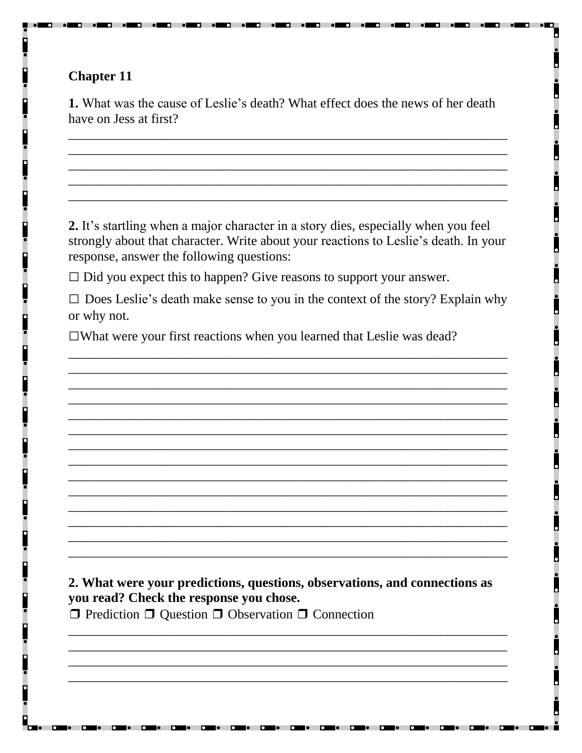**Chapter 11**

**1.** What was the cause of Leslie's death? What effect does the news of her death have on Jess at first?

_________________________________________________________________
_________________________________________________________________
_________________________________________________________________
_________________________________________________________________
_________________________________________________________________

**2.** It's startling when a major character in a story dies, especially when you feel strongly about that character. Write about your reactions to Leslie's death. In your response, answer the following questions:

☐ Did you expect this to happen? Give reasons to support your answer.

☐ Does Leslie's death make sense to you in the context of the story? Explain why or why not.

☐What were your first reactions when you learned that Leslie was dead?

_________________________________________________________________
_________________________________________________________________
_________________________________________________________________
_________________________________________________________________
_________________________________________________________________
_________________________________________________________________
_________________________________________________________________
_________________________________________________________________
_________________________________________________________________
_________________________________________________________________
_________________________________________________________________
_________________________________________________________________
_________________________________________________________________
_________________________________________________________________

**2. What were your predictions, questions, observations, and connections as you read? Check the response you chose.**

❒ Prediction ❒ Question ❒ Observation ❒ Connection

_________________________________________________________________
_________________________________________________________________
_________________________________________________________________
_________________________________________________________________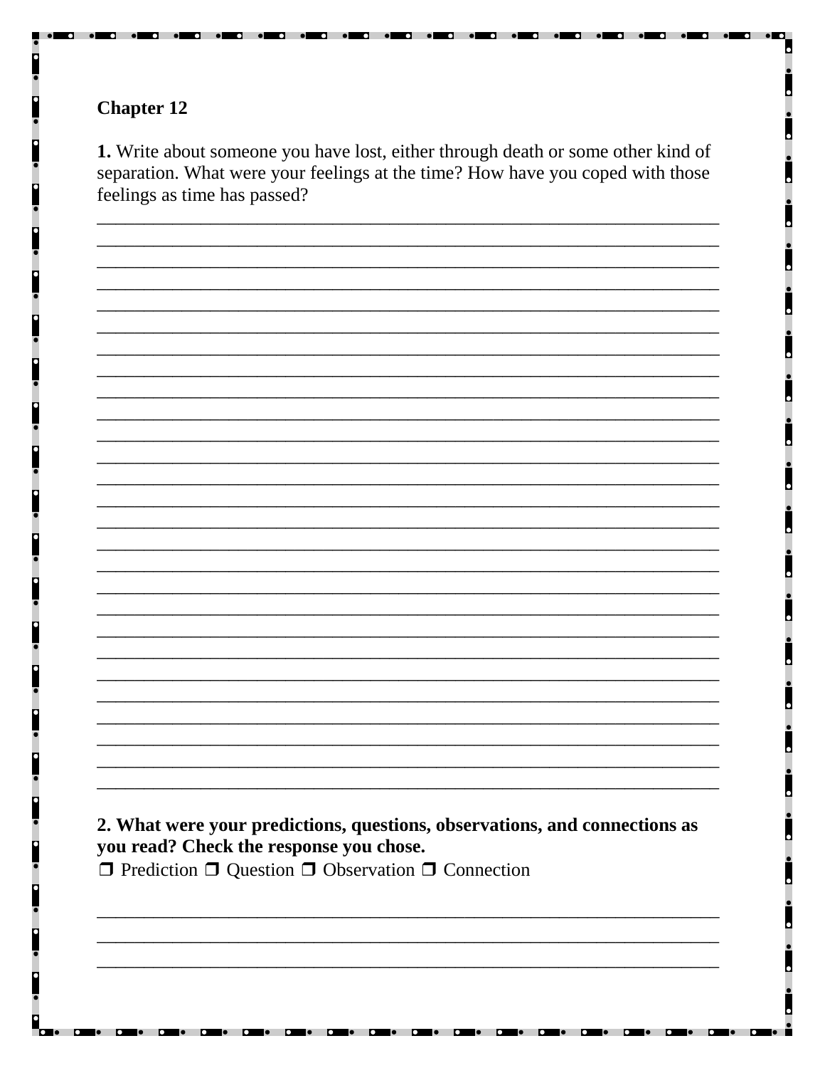**Chapter 12**

**1.** Write about someone you have lost, either through death or some other kind of separation. What were your feelings at the time? How have you coped with those feelings as time has passed?

_______________________________________________________________________
_______________________________________________________________________
_______________________________________________________________________
_______________________________________________________________________
_______________________________________________________________________
_______________________________________________________________________
_______________________________________________________________________
_______________________________________________________________________
_______________________________________________________________________
_______________________________________________________________________
_______________________________________________________________________
_______________________________________________________________________
_______________________________________________________________________
_______________________________________________________________________
_______________________________________________________________________
_______________________________________________________________________
_______________________________________________________________________
_______________________________________________________________________
_______________________________________________________________________
_______________________________________________________________________
_______________________________________________________________________
_______________________________________________________________________
_______________________________________________________________________
_______________________________________________________________________
_______________________________________________________________________
_______________________________________________________________________
_______________________________________________________________________

**2. What were your predictions, questions, observations, and connections as you read? Check the response you chose.**

❒ Prediction ❒ Question ❒ Observation ❒ Connection

_______________________________________________________________________
_______________________________________________________________________
_______________________________________________________________________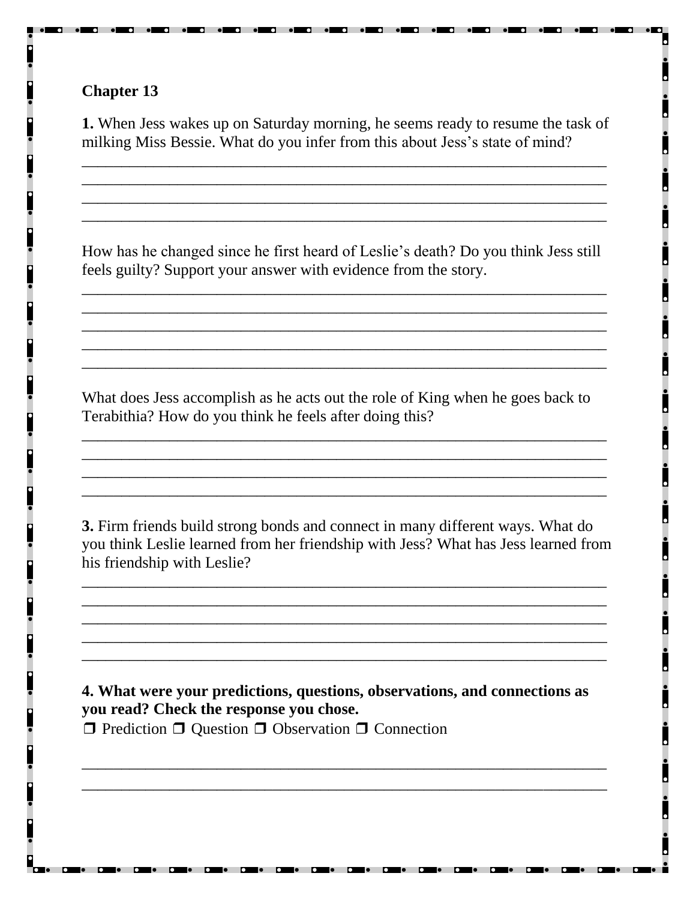**Chapter 13**

**1.** When Jess wakes up on Saturday morning, he seems ready to resume the task of milking Miss Bessie. What do you infer from this about Jess's state of mind?

____________________________________________________________________
____________________________________________________________________
____________________________________________________________________
____________________________________________________________________

How has he changed since he first heard of Leslie's death? Do you think Jess still feels guilty? Support your answer with evidence from the story.

____________________________________________________________________
____________________________________________________________________
____________________________________________________________________
____________________________________________________________________
____________________________________________________________________

What does Jess accomplish as he acts out the role of King when he goes back to Terabithia? How do you think he feels after doing this?

____________________________________________________________________
____________________________________________________________________
____________________________________________________________________
____________________________________________________________________

**3.** Firm friends build strong bonds and connect in many different ways. What do you think Leslie learned from her friendship with Jess? What has Jess learned from his friendship with Leslie?

____________________________________________________________________
____________________________________________________________________
____________________________________________________________________
____________________________________________________________________
____________________________________________________________________

**4. What were your predictions, questions, observations, and connections as you read? Check the response you chose.**

❒ Prediction ❒ Question ❒ Observation ❒ Connection

____________________________________________________________________
____________________________________________________________________